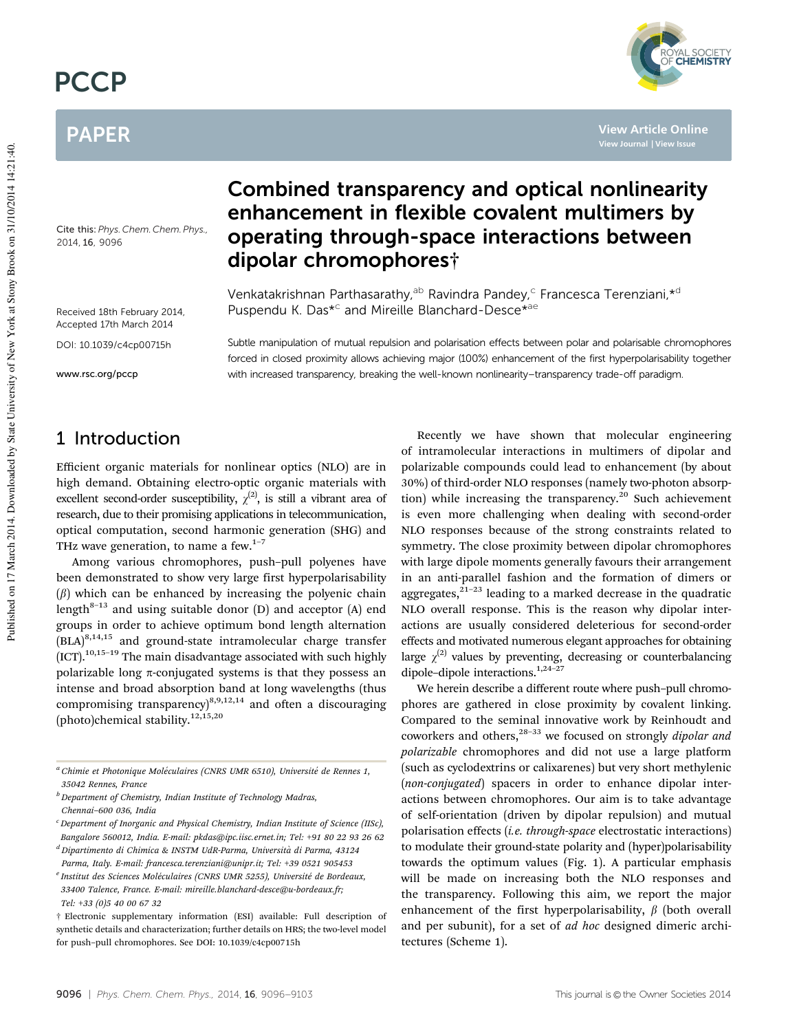# Combined transparency and optical nonlinearity enhancement in flexible covalent multimers by operating through-space interactions between dipolar chromophores†

Venkatakrishnan Parthasarathy,[ab] Ravindra Pandey,[c] Francesca Terenziani,*[d] Puspendu K. Das*[c] and Mireille Blanchard-Desce*[ae]

Cite this: *Phys. Chem. Chem. Phys.*, 2014, **16**, 9096

Received 18th February 2014, Accepted 17th March 2014

DOI: 10.1039/c4cp00715h

www.rsc.org/pccp

Subtle manipulation of mutual repulsion and polarisation effects between polar and polarisable chromophores forced in closed proximity allows achieving major (100%) enhancement of the first hyperpolarisability together with increased transparency, breaking the well-known nonlinearity–transparency trade-off paradigm.

## 1 Introduction

Efficient organic materials for nonlinear optics (NLO) are in high demand. Obtaining electro-optic organic materials with excellent second-order susceptibility, $\chi^{(2)}$, is still a vibrant area of research, due to their promising applications in telecommunication, optical computation, second harmonic generation (SHG) and THz wave generation, to name a few.[1–7]

Among various chromophores, push–pull polyenes have been demonstrated to show very large first hyperpolarisability ($\beta$) which can be enhanced by increasing the polyenic chain length[8–13] and using suitable donor (D) and acceptor (A) end groups in order to achieve optimum bond length alternation (BLA)[8,14,15] and ground-state intramolecular charge transfer (ICT).[10,15–19] The main disadvantage associated with such highly polarizable long π-conjugated systems is that they possess an intense and broad absorption band at long wavelengths (thus compromising transparency)[8,9,12,14] and often a discouraging (photo)chemical stability.[12,15,20]

Recently we have shown that molecular engineering of intramolecular interactions in multimers of dipolar and polarizable compounds could lead to enhancement (by about 30%) of third-order NLO responses (namely two-photon absorption) while increasing the transparency.[20] Such achievement is even more challenging when dealing with second-order NLO responses because of the strong constraints related to symmetry. The close proximity between dipolar chromophores with large dipole moments generally favours their arrangement in an anti-parallel fashion and the formation of dimers or aggregates,[21–23] leading to a marked decrease in the quadratic NLO overall response. This is the reason why dipolar interactions are usually considered deleterious for second-order effects and motivated numerous elegant approaches for obtaining large $\chi^{(2)}$ values by preventing, decreasing or counterbalancing dipole–dipole interactions.[1,24–27]

We herein describe a different route where push–pull chromophores are gathered in close proximity by covalent linking. Compared to the seminal innovative work by Reinhoudt and coworkers and others,[28–33] we focused on strongly *dipolar and polarizable* chromophores and did not use a large platform (such as cyclodextrins or calixarenes) but very short methylenic (*non-conjugated*) spacers in order to enhance dipolar interactions between chromophores. Our aim is to take advantage of self-orientation (driven by dipolar repulsion) and mutual polarisation effects (*i.e. through-space* electrostatic interactions) to modulate their ground-state polarity and (hyper)polarisability towards the optimum values (Fig. 1). A particular emphasis will be made on increasing both the NLO responses and the transparency. Following this aim, we report the major enhancement of the first hyperpolarisability, $\beta$ (both overall and per subunit), for a set of *ad hoc* designed dimeric architectures (Scheme 1).

---

[a] Chimie et Photonique Moléculaires (CNRS UMR 6510), Université de Rennes 1, 35042 Rennes, France

[b] Department of Chemistry, Indian Institute of Technology Madras, Chennai–600 036, India

[c] Department of Inorganic and Physical Chemistry, Indian Institute of Science (IISc), Bangalore 560012, India. E-mail: pkdas@ipc.iisc.ernet.in; Tel: +91 80 22 93 26 62

[d] Dipartimento di Chimica & INSTM UdR-Parma, Università di Parma, 43124 Parma, Italy. E-mail: francesca.terenziani@unipr.it; Tel: +39 0521 905453

[e] Institut des Sciences Moléculaires (CNRS UMR 5255), Université de Bordeaux, 33400 Talence, France. E-mail: mireille.blanchard-desce@u-bordeaux.fr; Tel: +33 (0)5 40 00 67 32

† Electronic supplementary information (ESI) available: Full description of synthetic details and characterization; further details on HRS; the two-level model for push–pull chromophores. See DOI: 10.1039/c4cp00715h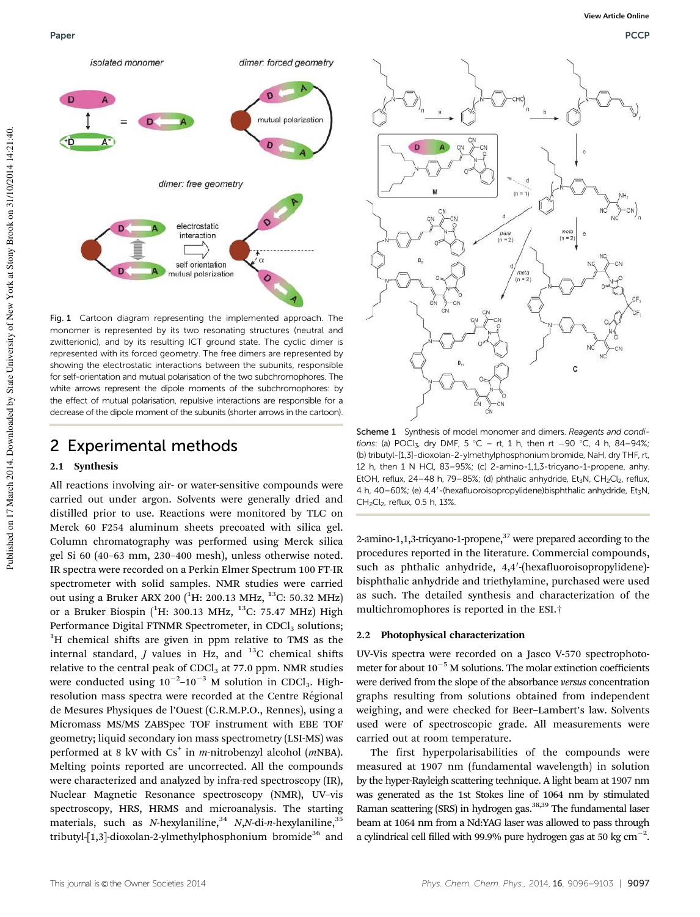Fig. 1 Cartoon diagram representing the implemented approach. The monomer is represented by its two resonating structures (neutral and zwitterionic), and by its resulting ICT ground state. The cyclic dimer is represented with its forced geometry. The free dimers are represented by showing the electrostatic interactions between the subunits, responsible for self-orientation and mutual polarisation of the two subchromophores. The white arrows represent the dipole moments of the subchromophores: by the effect of mutual polarisation, repulsive interactions are responsible for a decrease of the dipole moment of the subunits (shorter arrows in the cartoon).

Scheme 1 Synthesis of model monomer and dimers. *Reagents and conditions*: (a) $POCl_3$, dry DMF, 5 °C – rt, 1 h, then rt –90 °C, 4 h, 84–94%; (b) tributyl-[1,3]-dioxolan-2-ylmethylphosphonium bromide, NaH, dry THF, rt, 12 h, then 1 N HCl, 83–95%; (c) 2-amino-1,1,3-tricyano-1-propene, anhy. EtOH, reflux, 24–48 h, 79–85%; (d) phthalic anhydride, $Et_3N$, $CH_2Cl_2$, reflux, 4 h, 40–60%; (e) 4,4′-(hexafluoroisopropylidene)bisphthalic anhydride, $Et_3N$, $CH_2Cl_2$, reflux, 0.5 h, 13%.

## 2 Experimental methods

### 2.1 Synthesis

All reactions involving air- or water-sensitive compounds were carried out under argon. Solvents were generally dried and distilled prior to use. Reactions were monitored by TLC on Merck 60 F254 aluminum sheets precoated with silica gel. Column chromatography was performed using Merck silica gel Si 60 (40–63 mm, 230–400 mesh), unless otherwise noted. IR spectra were recorded on a Perkin Elmer Spectrum 100 FT-IR spectrometer with solid samples. NMR studies were carried out using a Bruker ARX 200 ($^1$H: 200.13 MHz, $^{13}$C: 50.32 MHz) or a Bruker Biospin ($^1$H: 300.13 MHz, $^{13}$C: 75.47 MHz) High Performance Digital FTNMR Spectrometer, in $CDCl_3$ solutions; $^1$H chemical shifts are given in ppm relative to TMS as the internal standard, *J* values in Hz, and $^{13}$C chemical shifts relative to the central peak of $CDCl_3$ at 77.0 ppm. NMR studies were conducted using $10^{-2}$–$10^{-3}$ M solution in $CDCl_3$. High-resolution mass spectra were recorded at the Centre Régional de Mesures Physiques de l'Ouest (C.R.M.P.O., Rennes), using a Micromass MS/MS ZABSpec TOF instrument with EBE TOF geometry; liquid secondary ion mass spectrometry (LSI-MS) was performed at 8 kV with $Cs^+$ in *m*-nitrobenzyl alcohol (*m*NBA). Melting points reported are uncorrected. All the compounds were characterized and analyzed by infra-red spectroscopy (IR), Nuclear Magnetic Resonance spectroscopy (NMR), UV–vis spectroscopy, HRS, HRMS and microanalysis. The starting materials, such as *N*-hexylaniline,[34] *N,N*-di-*n*-hexylaniline,[35] tributyl-[1,3]-dioxolan-2-ylmethylphosphonium bromide[36] and 2-amino-1,1,3-tricyano-1-propene,[37] were prepared according to the procedures reported in the literature. Commercial compounds, such as phthalic anhydride, 4,4′-(hexafluoroisopropylidene)-bisphthalic anhydride and triethylamine, purchased were used as such. The detailed synthesis and characterization of the multichromophores is reported in the ESI.†

### 2.2 Photophysical characterization

UV-Vis spectra were recorded on a Jasco V-570 spectrophotometer for about $10^{-5}$ M solutions. The molar extinction coefficients were derived from the slope of the absorbance *versus* concentration graphs resulting from solutions obtained from independent weighing, and were checked for Beer–Lambert's law. Solvents used were of spectroscopic grade. All measurements were carried out at room temperature.

The first hyperpolarisabilities of the compounds were measured at 1907 nm (fundamental wavelength) in solution by the hyper-Rayleigh scattering technique. A light beam at 1907 nm was generated as the 1st Stokes line of 1064 nm by stimulated Raman scattering (SRS) in hydrogen gas.[38,39] The fundamental laser beam at 1064 nm from a Nd:YAG laser was allowed to pass through a cylindrical cell filled with 99.9% pure hydrogen gas at 50 kg $cm^{-2}$.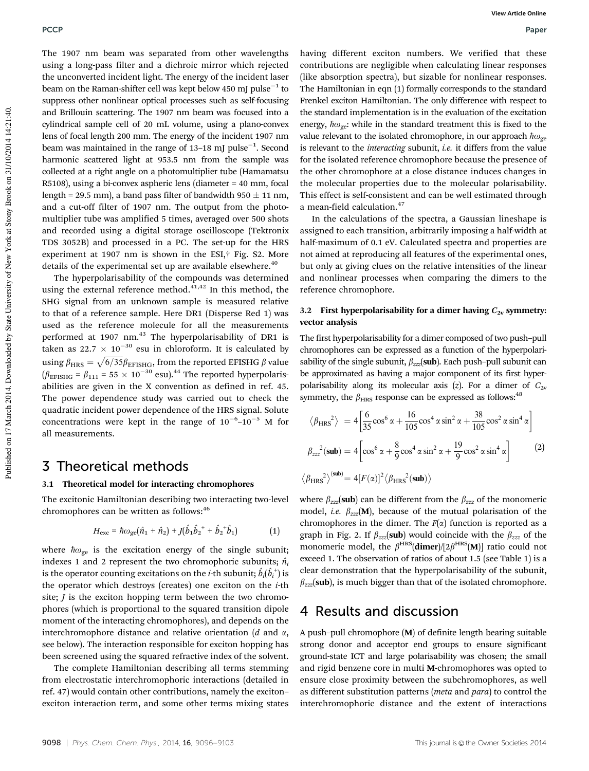The 1907 nm beam was separated from other wavelengths using a long-pass filter and a dichroic mirror which rejected the unconverted incident light. The energy of the incident laser beam on the Raman-shifter cell was kept below 450 mJ $pulse^{-1}$ to suppress other nonlinear optical processes such as self-focusing and Brillouin scattering. The 1907 nm beam was focused into a cylindrical sample cell of 20 mL volume, using a plano-convex lens of focal length 200 mm. The energy of the incident 1907 nm beam was maintained in the range of 13–18 mJ $pulse^{-1}$. Second harmonic scattered light at 953.5 nm from the sample was collected at a right angle on a photomultiplier tube (Hamamatsu R5108), using a bi-convex aspheric lens (diameter = 40 mm, focal length = 29.5 mm), a band pass filter of bandwidth 950 ± 11 nm, and a cut-off filter of 1907 nm. The output from the photomultiplier tube was amplified 5 times, averaged over 500 shots and recorded using a digital storage oscilloscope (Tektronix TDS 3052B) and processed in a PC. The set-up for the HRS experiment at 1907 nm is shown in the ESI,† Fig. S2. More details of the experimental set up are available elsewhere.[40]

The hyperpolarisability of the compounds was determined using the external reference method.[41,42] In this method, the SHG signal from an unknown sample is measured relative to that of a reference sample. Here DR1 (Disperse Red 1) was used as the reference molecule for all the measurements performed at 1907 nm.[43] The hyperpolarisability of DR1 is taken as $22.7 \times 10^{-30}$ esu in chloroform. It is calculated by using $\beta_{HRS} = \sqrt{6/35}\beta_{EFISHG}$, from the reported EFISHG $\beta$ value ($\beta_{EFISHG} = \beta_{111} = 55 \times 10^{-30}$ esu).[44] The reported hyperpolarisabilities are given in the X convention as defined in ref. 45. The power dependence study was carried out to check the quadratic incident power dependence of the HRS signal. Solute concentrations were kept in the range of $10^{-6}$–$10^{-5}$ M for all measurements.

# 3 Theoretical methods

### 3.1 Theoretical model for interacting chromophores

The excitonic Hamiltonian describing two interacting two-level chromophores can be written as follows:[46]

$$H_{exc} = \hbar\omega_{ge}(\hat{n}_1 + \hat{n}_2) + J(\hat{b}_1\hat{b}_2^+ + \hat{b}_2^+\hat{b}_1) \quad (1)$$

where $\hbar\omega_{ge}$ is the excitation energy of the single subunit; indexes 1 and 2 represent the two chromophoric subunits; $\hat{n}_i$ is the operator counting excitations on the $i$-th subunit; $\hat{b}_i(\hat{b}_i^+)$ is the operator which destroys (creates) one exciton on the $i$-th site; $J$ is the exciton hopping term between the two chromophores (which is proportional to the squared transition dipole moment of the interacting chromophores), and depends on the interchromophore distance and relative orientation ($d$ and $\alpha$, see below). The interaction responsible for exciton hopping has been screened using the squared refractive index of the solvent.

The complete Hamiltonian describing all terms stemming from electrostatic interchromophoric interactions (detailed in ref. 47) would contain other contributions, namely the exciton–exciton interaction term, and some other terms mixing states having different exciton numbers. We verified that these contributions are negligible when calculating linear responses (like absorption spectra), but sizable for nonlinear responses. The Hamiltonian in eqn (1) formally corresponds to the standard Frenkel exciton Hamiltonian. The only difference with respect to the standard implementation is in the evaluation of the excitation energy, $\hbar\omega_{ge}$: while in the standard treatment this is fixed to the value relevant to the isolated chromophore, in our approach $\hbar\omega_{ge}$ is relevant to the *interacting* subunit, *i.e.* it differs from the value for the isolated reference chromophore because the presence of the other chromophore at a close distance induces changes in the molecular properties due to the molecular polarisability. This effect is self-consistent and can be well estimated through a mean-field calculation.[47]

In the calculations of the spectra, a Gaussian lineshape is assigned to each transition, arbitrarily imposing a half-width at half-maximum of 0.1 eV. Calculated spectra and properties are not aimed at reproducing all features of the experimental ones, but only at giving clues on the relative intensities of the linear and nonlinear processes when comparing the dimers to the reference chromophore.

### 3.2 First hyperpolarisability for a dimer having $C_{2v}$ symmetry: vector analysis

The first hyperpolarisability for a dimer composed of two push–pull chromophores can be expressed as a function of the hyperpolarisability of the single subunit, $\beta_{zzz}(\mathbf{sub})$. Each push–pull subunit can be approximated as having a major component of its first hyperpolarisability along its molecular axis ($z$). For a dimer of $C_{2v}$ symmetry, the $\beta_{HRS}$ response can be expressed as follows:[48]

$$\langle\beta_{HRS}{}^2\rangle = 4\left[\frac{6}{35}\cos^6\alpha + \frac{16}{105}\cos^4\alpha\sin^2\alpha + \frac{38}{105}\cos^2\alpha\sin^4\alpha\right]$$

$$\beta_{zzz}{}^2(\mathbf{sub}) = 4\left[\cos^6\alpha + \frac{8}{9}\cos^4\alpha\sin^2\alpha + \frac{19}{9}\cos^2\alpha\sin^4\alpha\right] \quad (2)$$

$$\langle\beta_{HRS}{}^2\rangle^{(\mathbf{sub})} = 4[F(\alpha)]^2\langle\beta_{HRS}{}^2(\mathbf{sub})\rangle$$

where $\beta_{zzz}(\mathbf{sub})$ can be different from the $\beta_{zzz}$ of the monomeric model, *i.e.* $\beta_{zzz}(\mathbf{M})$, because of the mutual polarisation of the chromophores in the dimer. The $F(\alpha)$ function is reported as a graph in Fig. 2. If $\beta_{zzz}(\mathbf{sub})$ would coincide with the $\beta_{zzz}$ of the monomeric model, the $\beta^{HRS}(\mathbf{dimer})/[2\beta^{HRS}(\mathbf{M})]$ ratio could not exceed 1. The observation of ratios of about 1.5 (see Table 1) is a clear demonstration that the hyperpolarisability of the subunit, $\beta_{zzz}(\mathbf{sub})$, is much bigger than that of the isolated chromophore.

# 4 Results and discussion

A push–pull chromophore (**M**) of definite length bearing suitable strong donor and acceptor end groups to ensure significant ground-state ICT and large polarisability was chosen; the small and rigid benzene core in multi **M**-chromophores was opted to ensure close proximity between the subchromophores, as well as different substitution patterns (*meta* and *para*) to control the interchromophoric distance and the extent of interactions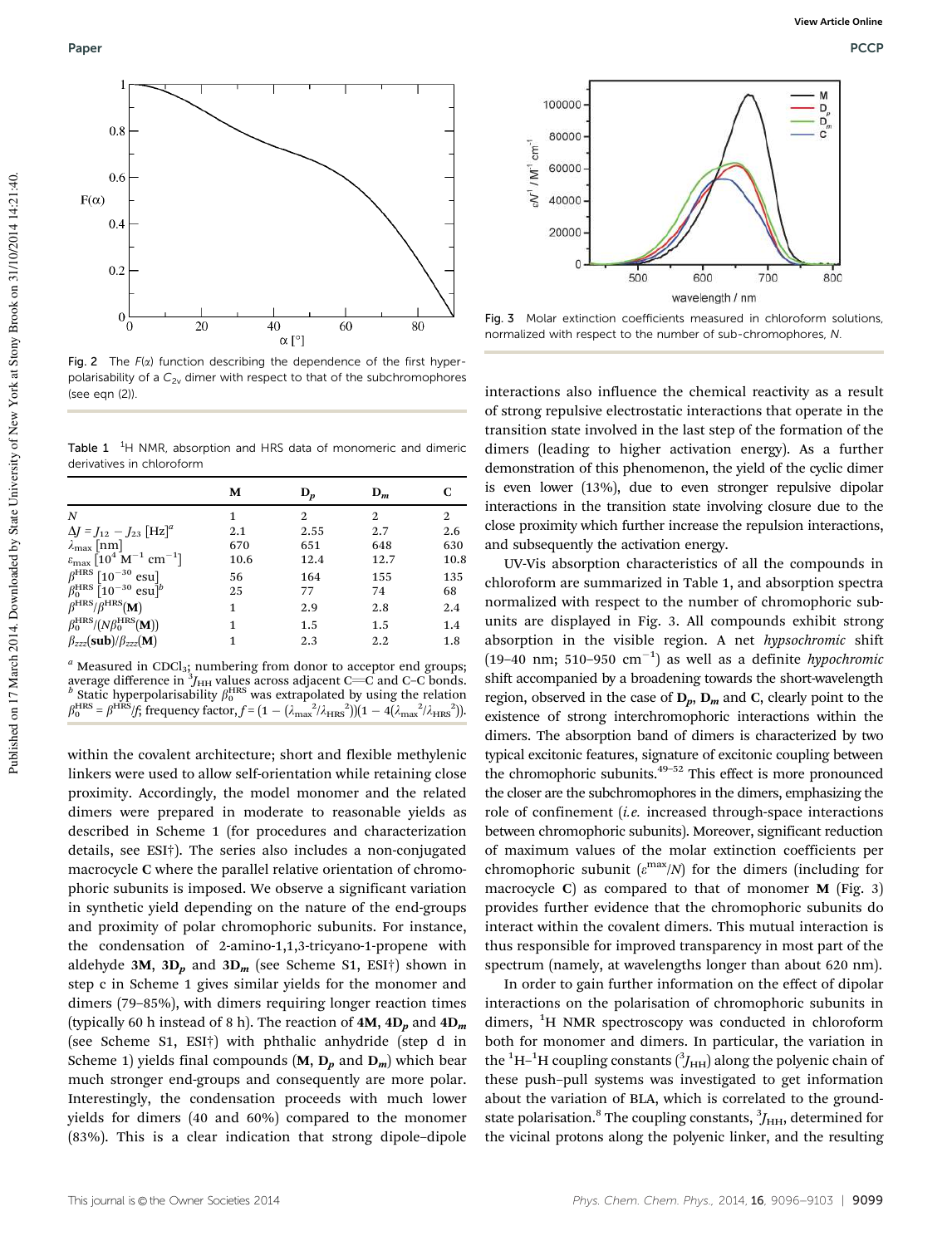Fig. 2 The $F(\alpha)$ function describing the dependence of the first hyperpolarisability of a $C_{2v}$ dimer with respect to that of the subchromophores (see eqn (2)).

Table 1 $^1$H NMR, absorption and HRS data of monomeric and dimeric derivatives in chloroform

| | **M** | **D$_p$** | **D$_m$** | **C** |
|---|---|---|---|---|
| $N$ | 1 | 2 | 2 | 2 |
| $\Delta J = J_{12} - J_{23}$ [Hz]$^a$ | 2.1 | 2.55 | 2.7 | 2.6 |
| $\lambda_{max}$ [nm] | 670 | 651 | 648 | 630 |
| $\varepsilon_{max}$ [$10^4$ M$^{-1}$ cm$^{-1}$] | 10.6 | 12.4 | 12.7 | 10.8 |
| $\beta^{HRS}$ [$10^{-30}$ esu] | 56 | 164 | 155 | 135 |
| $\beta_0^{HRS}$ [$10^{-30}$ esu]$^b$ | 25 | 77 | 74 | 68 |
| $\beta^{HRS}/\beta^{HRS}$(**M**) | 1 | 2.9 | 2.8 | 2.4 |
| $\beta_0^{HRS}/(N\beta_0^{HRS}$(**M**)) | 1 | 1.5 | 1.5 | 1.4 |
| $\beta_{zzz}$(**sub**)/$\beta_{zzz}$(**M**) | 1 | 2.3 | 2.2 | 1.8 |

$^a$ Measured in CDCl$_3$; numbering from donor to acceptor end groups; average difference in $^3J_{HH}$ values across adjacent C=C and C–C bonds. $^b$ Static hyperpolarisability $\beta_0^{HRS}$ was extrapolated by using the relation $\beta_0^{HRS} = \beta^{HRS}/f$; frequency factor, $f = (1 - (\lambda_{max}^2/\lambda_{HRS}^2))(1 - 4(\lambda_{max}^2/\lambda_{HRS}^2))$.

within the covalent architecture; short and flexible methylenic linkers were used to allow self-orientation while retaining close proximity. Accordingly, the model monomer and the related dimers were prepared in moderate to reasonable yields as described in Scheme 1 (for procedures and characterization details, see ESI†). The series also includes a non-conjugated macrocycle **C** where the parallel relative orientation of chromophoric subunits is imposed. We observe a significant variation in synthetic yield depending on the nature of the end-groups and proximity of polar chromophoric subunits. For instance, the condensation of 2-amino-1,1,3-tricyano-1-propene with aldehyde **3M**, **3D$_p$** and **3D$_m$** (see Scheme S1, ESI†) shown in step c in Scheme 1 gives similar yields for the monomer and dimers (79–85%), with dimers requiring longer reaction times (typically 60 h instead of 8 h). The reaction of **4M**, **4D$_p$** and **4D$_m$** (see Scheme S1, ESI†) with phthalic anhydride (step d in Scheme 1) yields final compounds (**M**, **D$_p$** and **D$_m$**) which bear much stronger end-groups and consequently are more polar. Interestingly, the condensation proceeds with much lower yields for dimers (40 and 60%) compared to the monomer (83%). This is a clear indication that strong dipole–dipole interactions also influence the chemical reactivity as a result of strong repulsive electrostatic interactions that operate in the transition state involved in the last step of the formation of the dimers (leading to higher activation energy). As a further demonstration of this phenomenon, the yield of the cyclic dimer is even lower (13%), due to even stronger repulsive dipolar interactions in the transition state involving closure due to the close proximity which further increase the repulsion interactions, and subsequently the activation energy.

Fig. 3 Molar extinction coefficients measured in chloroform solutions, normalized with respect to the number of sub-chromophores, $N$.

UV-Vis absorption characteristics of all the compounds in chloroform are summarized in Table 1, and absorption spectra normalized with respect to the number of chromophoric subunits are displayed in Fig. 3. All compounds exhibit strong absorption in the visible region. A net *hypsochromic* shift (19–40 nm; 510–950 cm$^{-1}$) as well as a definite *hypochromic* shift accompanied by a broadening towards the short-wavelength region, observed in the case of **D$_p$**, **D$_m$** and **C**, clearly point to the existence of strong interchromophoric interactions within the dimers. The absorption band of dimers is characterized by two typical excitonic features, signature of excitonic coupling between the chromophoric subunits.[49–52] This effect is more pronounced the closer are the subchromophores in the dimers, emphasizing the role of confinement (*i.e.* increased through-space interactions between chromophoric subunits). Moreover, significant reduction of maximum values of the molar extinction coefficients per chromophoric subunit ($\varepsilon^{max}/N$) for the dimers (including for macrocycle **C**) as compared to that of monomer **M** (Fig. 3) provides further evidence that the chromophoric subunits do interact within the covalent dimers. This mutual interaction is thus responsible for improved transparency in most part of the spectrum (namely, at wavelengths longer than about 620 nm).

In order to gain further information on the effect of dipolar interactions on the polarisation of chromophoric subunits in dimers, $^1$H NMR spectroscopy was conducted in chloroform both for monomer and dimers. In particular, the variation in the $^1$H–$^1$H coupling constants ($^3J_{HH}$) along the polyenic chain of these push–pull systems was investigated to get information about the variation of BLA, which is correlated to the ground-state polarisation.[8] The coupling constants, $^3J_{HH}$, determined for the vicinal protons along the polyenic linker, and the resulting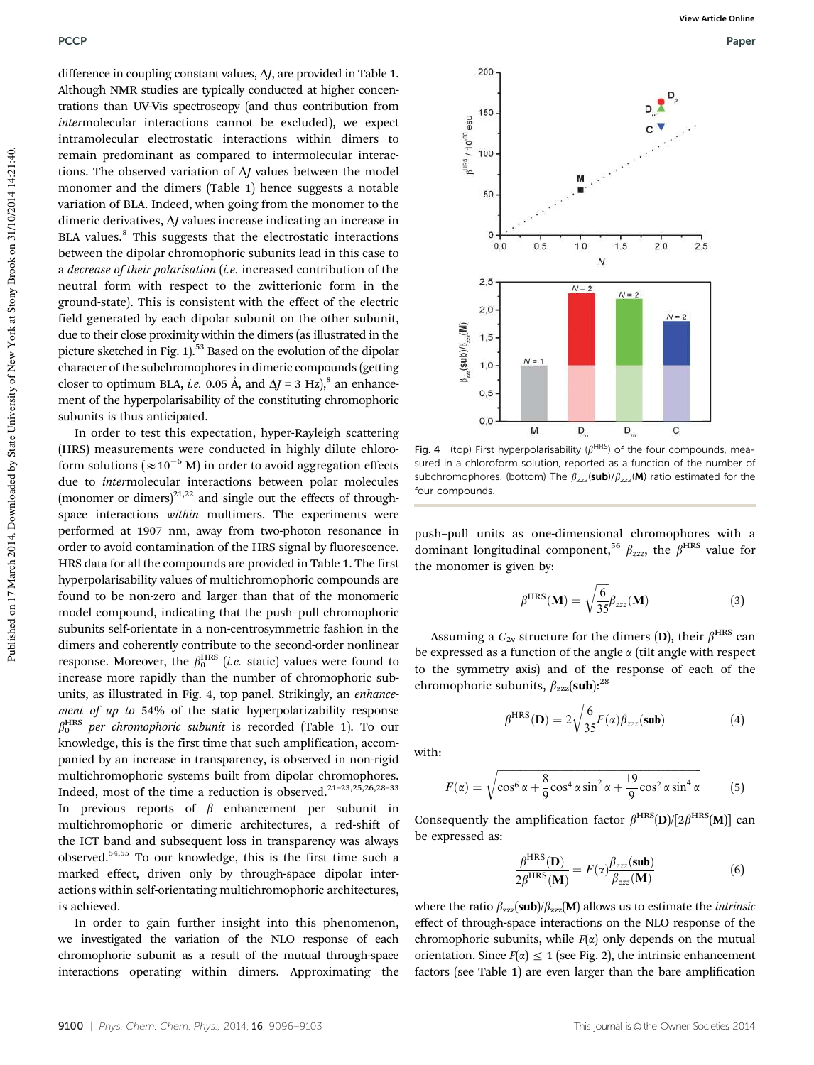difference in coupling constant values, $\Delta J$, are provided in Table 1. Although NMR studies are typically conducted at higher concentrations than UV-Vis spectroscopy (and thus contribution from *inter*molecular interactions cannot be excluded), we expect intramolecular electrostatic interactions within dimers to remain predominant as compared to intermolecular interactions. The observed variation of $\Delta J$ values between the model monomer and the dimers (Table 1) hence suggests a notable variation of BLA. Indeed, when going from the monomer to the dimeric derivatives, $\Delta J$ values increase indicating an increase in BLA values.[8] This suggests that the electrostatic interactions between the dipolar chromophoric subunits lead in this case to a *decrease of their polarisation* (*i.e.* increased contribution of the neutral form with respect to the zwitterionic form in the ground-state). This is consistent with the effect of the electric field generated by each dipolar subunit on the other subunit, due to their close proximity within the dimers (as illustrated in the picture sketched in Fig. 1).[53] Based on the evolution of the dipolar character of the subchromophores in dimeric compounds (getting closer to optimum BLA, *i.e.* 0.05 Å, and $\Delta J$ = 3 Hz),[8] an enhancement of the hyperpolarisability of the constituting chromophoric subunits is thus anticipated.

In order to test this expectation, hyper-Rayleigh scattering (HRS) measurements were conducted in highly dilute chloroform solutions ($\approx 10^{-6}$ M) in order to avoid aggregation effects due to *inter*molecular interactions between polar molecules (monomer or dimers)[21,22] and single out the effects of through-space interactions *within* multimers. The experiments were performed at 1907 nm, away from two-photon resonance in order to avoid contamination of the HRS signal by fluorescence. HRS data for all the compounds are provided in Table 1. The first hyperpolarisability values of multichromophoric compounds are found to be non-zero and larger than that of the monomeric model compound, indicating that the push–pull chromophoric subunits self-orientate in a non-centrosymmetric fashion in the dimers and coherently contribute to the second-order nonlinear response. Moreover, the $\beta_0^{HRS}$ (*i.e.* static) values were found to increase more rapidly than the number of chromophoric subunits, as illustrated in Fig. 4, top panel. Strikingly, an *enhancement of up to* 54% of the static hyperpolarizability response $\beta_0^{HRS}$ *per chromophoric subunit* is recorded (Table 1). To our knowledge, this is the first time that such amplification, accompanied by an increase in transparency, is observed in non-rigid multichromophoric systems built from dipolar chromophores. Indeed, most of the time a reduction is observed.[21–23,25,26,28–33] In previous reports of $\beta$ enhancement per subunit in multichromophoric or dimeric architectures, a red-shift of the ICT band and subsequent loss in transparency was always observed.[54,55] To our knowledge, this is the first time such a marked effect, driven only by through-space dipolar interactions within self-orientating multichromophoric architectures, is achieved.

In order to gain further insight into this phenomenon, we investigated the variation of the NLO response of each chromophoric subunit as a result of the mutual through-space interactions operating within dimers. Approximating the push–pull units as one-dimensional chromophores with a dominant longitudinal component,[56] $\beta_{zzz}$, the $\beta^{HRS}$ value for the monomer is given by:

$$\beta^{HRS}(\mathbf{M}) = \sqrt{\frac{6}{35}}\beta_{zzz}(\mathbf{M}) \tag{3}$$

Assuming a $C_{2v}$ structure for the dimers (**D**), their $\beta^{HRS}$ can be expressed as a function of the angle $\alpha$ (tilt angle with respect to the symmetry axis) and of the response of each of the chromophoric subunits, $\beta_{zzz}(\mathbf{sub})$:[28]

$$\beta^{HRS}(\mathbf{D}) = 2\sqrt{\frac{6}{35}}F(\alpha)\beta_{zzz}(\mathbf{sub}) \tag{4}$$

with:

$$F(\alpha) = \sqrt{\cos^6\alpha + \frac{8}{9}\cos^4\alpha\sin^2\alpha + \frac{19}{9}\cos^2\alpha\sin^4\alpha} \tag{5}$$

Consequently the amplification factor $\beta^{HRS}(\mathbf{D})/[2\beta^{HRS}(\mathbf{M})]$ can be expressed as:

$$\frac{\beta^{HRS}(\mathbf{D})}{2\beta^{HRS}(\mathbf{M})} = F(\alpha)\frac{\beta_{zzz}(\mathbf{sub})}{\beta_{zzz}(\mathbf{M})} \tag{6}$$

where the ratio $\beta_{zzz}(\mathbf{sub})/\beta_{zzz}(\mathbf{M})$ allows us to estimate the *intrinsic* effect of through-space interactions on the NLO response of the chromophoric subunits, while $F(\alpha)$ only depends on the mutual orientation. Since $F(\alpha) \leq 1$ (see Fig. 2), the intrinsic enhancement factors (see Table 1) are even larger than the bare amplification

Fig. 4 (top) First hyperpolarisability ($\beta^{HRS}$) of the four compounds, measured in a chloroform solution, reported as a function of the number of subchromophores. (bottom) The $\beta_{zzz}(\mathbf{sub})/\beta_{zzz}(\mathbf{M})$ ratio estimated for the four compounds.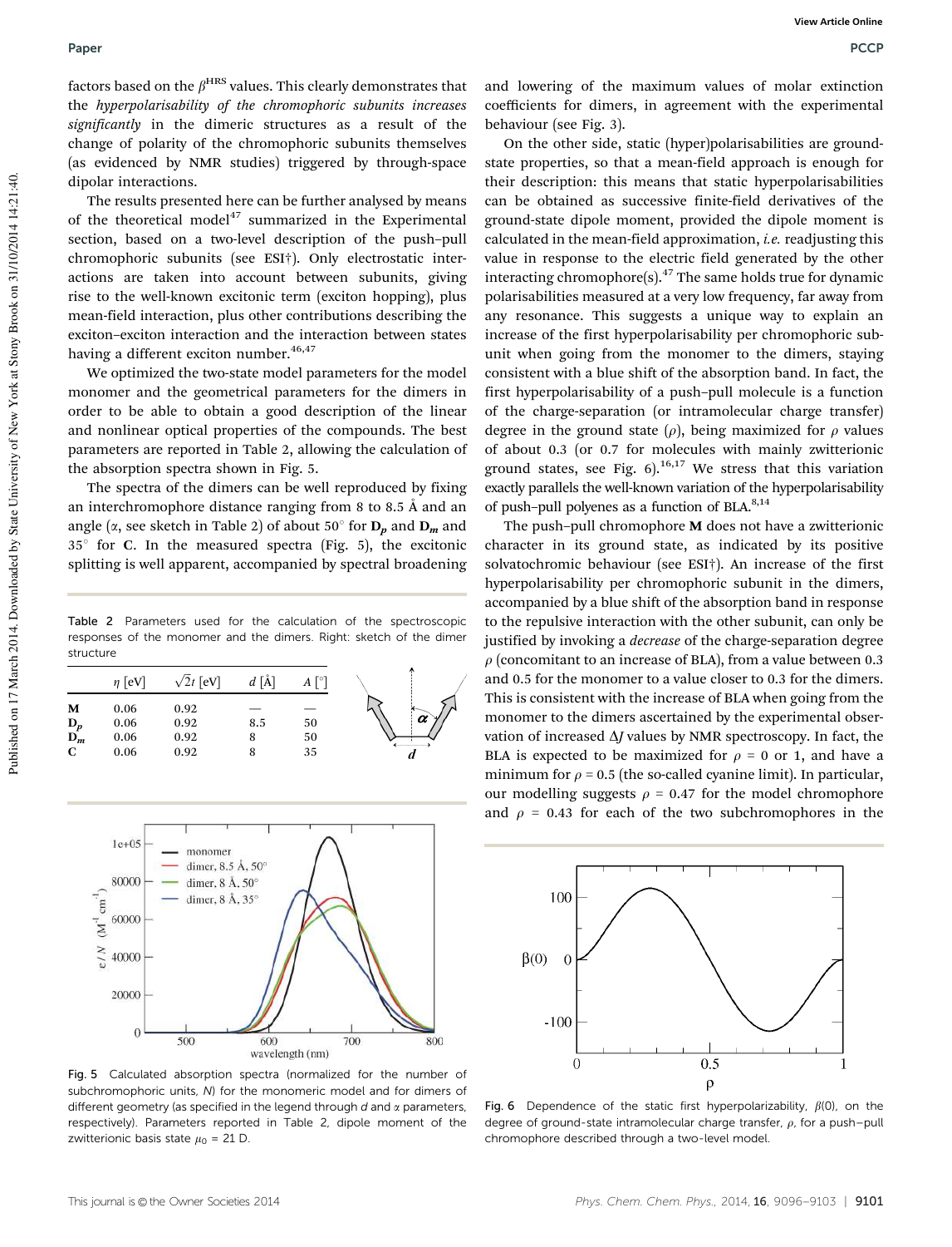factors based on the $\beta^{HRS}$ values. This clearly demonstrates that the *hyperpolarisability of the chromophoric subunits increases significantly* in the dimeric structures as a result of the change of polarity of the chromophoric subunits themselves (as evidenced by NMR studies) triggered by through-space dipolar interactions.

The results presented here can be further analysed by means of the theoretical model[47] summarized in the Experimental section, based on a two-level description of the push–pull chromophoric subunits (see ESI†). Only electrostatic interactions are taken into account between subunits, giving rise to the well-known excitonic term (exciton hopping), plus mean-field interaction, plus other contributions describing the exciton–exciton interaction and the interaction between states having a different exciton number.[46,47]

We optimized the two-state model parameters for the model monomer and the geometrical parameters for the dimers in order to be able to obtain a good description of the linear and nonlinear optical properties of the compounds. The best parameters are reported in Table 2, allowing the calculation of the absorption spectra shown in Fig. 5.

The spectra of the dimers can be well reproduced by fixing an interchromophore distance ranging from 8 to 8.5 Å and an angle ($\alpha$, see sketch in Table 2) of about 50° for $\mathbf{D_p}$ and $\mathbf{D_m}$ and 35° for **C**. In the measured spectra (Fig. 5), the excitonic splitting is well apparent, accompanied by spectral broadening and lowering of the maximum values of molar extinction coefficients for dimers, in agreement with the experimental behaviour (see Fig. 3).

Table 2 Parameters used for the calculation of the spectroscopic responses of the monomer and the dimers. Right: sketch of the dimer structure

| | $\eta$ [eV] | $\sqrt{2}t$ [eV] | $d$ [Å] | $A$ [°] |
|---|---|---|---|---|
| **M** | 0.06 | 0.92 | — | — |
| $\mathbf{D_p}$ | 0.06 | 0.92 | 8.5 | 50 |
| $\mathbf{D_m}$ | 0.06 | 0.92 | 8 | 50 |
| **C** | 0.06 | 0.92 | 8 | 35 |

Fig. 5 Calculated absorption spectra (normalized for the number of subchromophoric units, $N$) for the monomeric model and for dimers of different geometry (as specified in the legend through $d$ and $\alpha$ parameters, respectively). Parameters reported in Table 2, dipole moment of the zwitterionic basis state $\mu_0$ = 21 D.

On the other side, static (hyper)polarisabilities are ground-state properties, so that a mean-field approach is enough for their description: this means that static hyperpolarisabilities can be obtained as successive finite-field derivatives of the ground-state dipole moment, provided the dipole moment is calculated in the mean-field approximation, *i.e.* readjusting this value in response to the electric field generated by the other interacting chromophore(s).[47] The same holds true for dynamic polarisabilities measured at a very low frequency, far away from any resonance. This suggests a unique way to explain an increase of the first hyperpolarisability per chromophoric subunit when going from the monomer to the dimers, staying consistent with a blue shift of the absorption band. In fact, the first hyperpolarisability of a push–pull molecule is a function of the charge-separation (or intramolecular charge transfer) degree in the ground state ($\rho$), being maximized for $\rho$ values of about 0.3 (or 0.7 for molecules with mainly zwitterionic ground states, see Fig. 6).[16,17] We stress that this variation exactly parallels the well-known variation of the hyperpolarisability of push–pull polyenes as a function of BLA.[8,14]

The push–pull chromophore **M** does not have a zwitterionic character in its ground state, as indicated by its positive solvatochromic behaviour (see ESI†). An increase of the first hyperpolarisability per chromophoric subunit in the dimers, accompanied by a blue shift of the absorption band in response to the repulsive interaction with the other subunit, can only be justified by invoking a *decrease* of the charge-separation degree $\rho$ (concomitant to an increase of BLA), from a value between 0.3 and 0.5 for the monomer to a value closer to 0.3 for the dimers. This is consistent with the increase of BLA when going from the monomer to the dimers ascertained by the experimental observation of increased $\Delta J$ values by NMR spectroscopy. In fact, the BLA is expected to be maximized for $\rho$ = 0 or 1, and have a minimum for $\rho$ = 0.5 (the so-called cyanine limit). In particular, our modelling suggests $\rho$ = 0.47 for the model chromophore and $\rho$ = 0.43 for each of the two subchromophores in the

Fig. 6 Dependence of the static first hyperpolarizability, $\beta(0)$, on the degree of ground-state intramolecular charge transfer, $\rho$, for a push–pull chromophore described through a two-level model.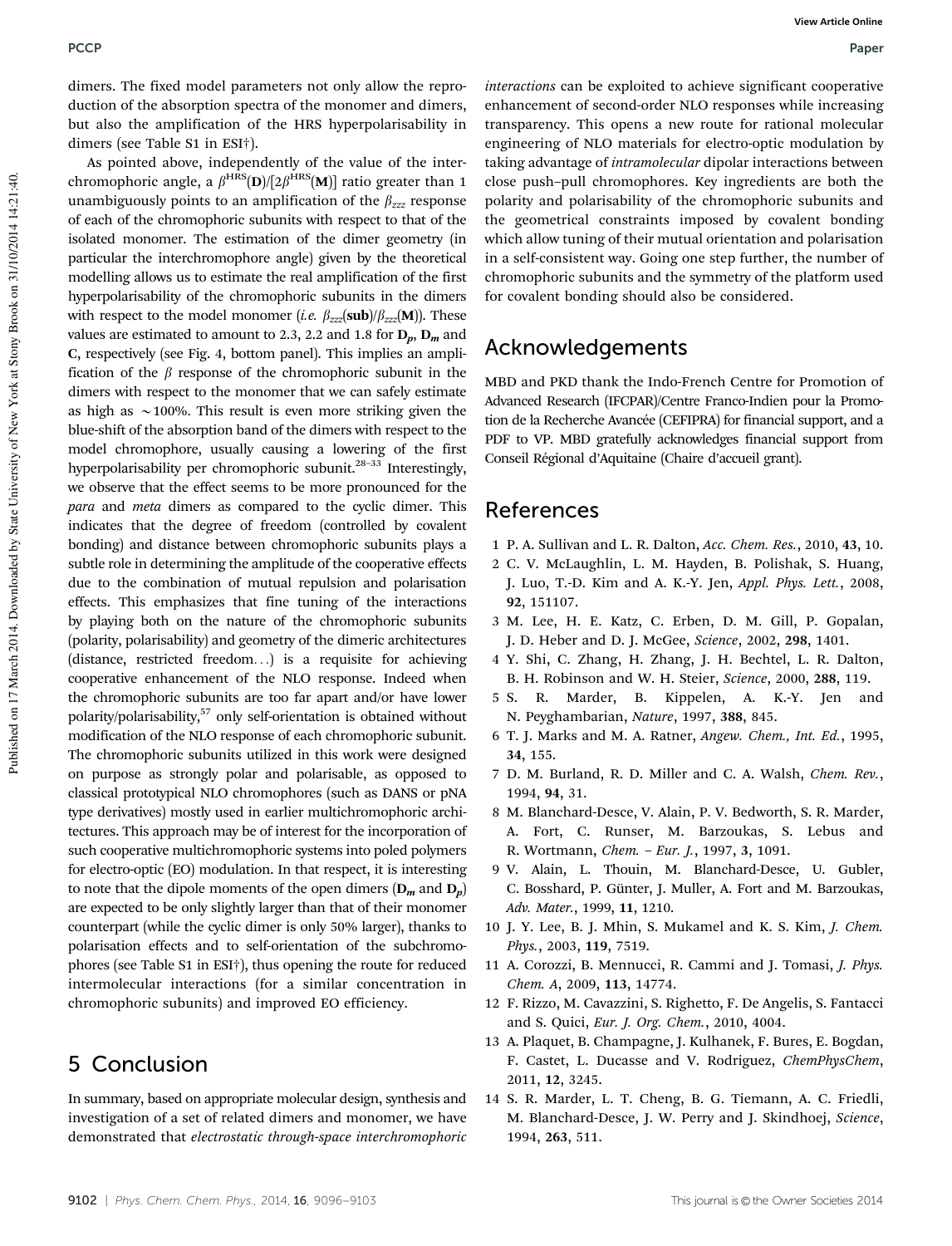dimers. The fixed model parameters not only allow the reproduction of the absorption spectra of the monomer and dimers, but also the amplification of the HRS hyperpolarisability in dimers (see Table S1 in ESI†).

As pointed above, independently of the value of the interchromophoric angle, a $\beta^{HRS}(\mathbf{D})/[2\beta^{HRS}(\mathbf{M})]$ ratio greater than 1 unambiguously points to an amplification of the $\beta_{zzz}$ response of each of the chromophoric subunits with respect to that of the isolated monomer. The estimation of the dimer geometry (in particular the interchromophore angle) given by the theoretical modelling allows us to estimate the real amplification of the first hyperpolarisability of the chromophoric subunits in the dimers with respect to the model monomer (*i.e.* $\beta_{zzz}(\mathbf{sub})/\beta_{zzz}(\mathbf{M})$). These values are estimated to amount to 2.3, 2.2 and 1.8 for $\mathbf{D}_p$, $\mathbf{D}_m$ and **C**, respectively (see Fig. 4, bottom panel). This implies an amplification of the $\beta$ response of the chromophoric subunit in the dimers with respect to the monomer that we can safely estimate as high as ∼100%. This result is even more striking given the blue-shift of the absorption band of the dimers with respect to the model chromophore, usually causing a lowering of the first hyperpolarisability per chromophoric subunit.[28–33] Interestingly, we observe that the effect seems to be more pronounced for the *para* and *meta* dimers as compared to the cyclic dimer. This indicates that the degree of freedom (controlled by covalent bonding) and distance between chromophoric subunits plays a subtle role in determining the amplitude of the cooperative effects due to the combination of mutual repulsion and polarisation effects. This emphasizes that fine tuning of the interactions by playing both on the nature of the chromophoric subunits (polarity, polarisability) and geometry of the dimeric architectures (distance, restricted freedom...) is a requisite for achieving cooperative enhancement of the NLO response. Indeed when the chromophoric subunits are too far apart and/or have lower polarity/polarisability,[57] only self-orientation is obtained without modification of the NLO response of each chromophoric subunit. The chromophoric subunits utilized in this work were designed on purpose as strongly polar and polarisable, as opposed to classical prototypical NLO chromophores (such as DANS or pNA type derivatives) mostly used in earlier multichromophoric architectures. This approach may be of interest for the incorporation of such cooperative multichromophoric systems into poled polymers for electro-optic (EO) modulation. In that respect, it is interesting to note that the dipole moments of the open dimers ($\mathbf{D}_m$ and $\mathbf{D}_p$) are expected to be only slightly larger than that of their monomer counterpart (while the cyclic dimer is only 50% larger), thanks to polarisation effects and to self-orientation of the subchromophores (see Table S1 in ESI†), thus opening the route for reduced intermolecular interactions (for a similar concentration in chromophoric subunits) and improved EO efficiency.

## 5 Conclusion

In summary, based on appropriate molecular design, synthesis and investigation of a set of related dimers and monomer, we have demonstrated that *electrostatic through-space interchromophoric interactions* can be exploited to achieve significant cooperative enhancement of second-order NLO responses while increasing transparency. This opens a new route for rational molecular engineering of NLO materials for electro-optic modulation by taking advantage of *intramolecular* dipolar interactions between close push–pull chromophores. Key ingredients are both the polarity and polarisability of the chromophoric subunits and the geometrical constraints imposed by covalent bonding which allow tuning of their mutual orientation and polarisation in a self-consistent way. Going one step further, the number of chromophoric subunits and the symmetry of the platform used for covalent bonding should also be considered.

## Acknowledgements

MBD and PKD thank the Indo-French Centre for Promotion of Advanced Research (IFCPAR)/Centre Franco-Indien pour la Promotion de la Recherche Avancée (CEFIPRA) for financial support, and a PDF to VP. MBD gratefully acknowledges financial support from Conseil Régional d'Aquitaine (Chaire d'accueil grant).

## References

1. P. A. Sullivan and L. R. Dalton, *Acc. Chem. Res.*, 2010, **43**, 10.
2. C. V. McLaughlin, L. M. Hayden, B. Polishak, S. Huang, J. Luo, T.-D. Kim and A. K.-Y. Jen, *Appl. Phys. Lett.*, 2008, **92**, 151107.
3. M. Lee, H. E. Katz, C. Erben, D. M. Gill, P. Gopalan, J. D. Heber and D. J. McGee, *Science*, 2002, **298**, 1401.
4. Y. Shi, C. Zhang, H. Zhang, J. H. Bechtel, L. R. Dalton, B. H. Robinson and W. H. Steier, *Science*, 2000, **288**, 119.
5. S. R. Marder, B. Kippelen, A. K.-Y. Jen and N. Peyghambarian, *Nature*, 1997, **388**, 845.
6. T. J. Marks and M. A. Ratner, *Angew. Chem., Int. Ed.*, 1995, **34**, 155.
7. D. M. Burland, R. D. Miller and C. A. Walsh, *Chem. Rev.*, 1994, **94**, 31.
8. M. Blanchard-Desce, V. Alain, P. V. Bedworth, S. R. Marder, A. Fort, C. Runser, M. Barzoukas, S. Lebus and R. Wortmann, *Chem. – Eur. J.*, 1997, **3**, 1091.
9. V. Alain, L. Thouin, M. Blanchard-Desce, U. Gubler, C. Bosshard, P. Günter, J. Muller, A. Fort and M. Barzoukas, *Adv. Mater.*, 1999, **11**, 1210.
10. J. Y. Lee, B. J. Mhin, S. Mukamel and K. S. Kim, *J. Chem. Phys.*, 2003, **119**, 7519.
11. A. Corozzi, B. Mennucci, R. Cammi and J. Tomasi, *J. Phys. Chem. A*, 2009, **113**, 14774.
12. F. Rizzo, M. Cavazzini, S. Righetto, F. De Angelis, S. Fantacci and S. Quici, *Eur. J. Org. Chem.*, 2010, 4004.
13. A. Plaquet, B. Champagne, J. Kulhanek, F. Bures, E. Bogdan, F. Castet, L. Ducasse and V. Rodriguez, *ChemPhysChem*, 2011, **12**, 3245.
14. S. R. Marder, L. T. Cheng, B. G. Tiemann, A. C. Friedli, M. Blanchard-Desce, J. W. Perry and J. Skindhoej, *Science*, 1994, **263**, 511.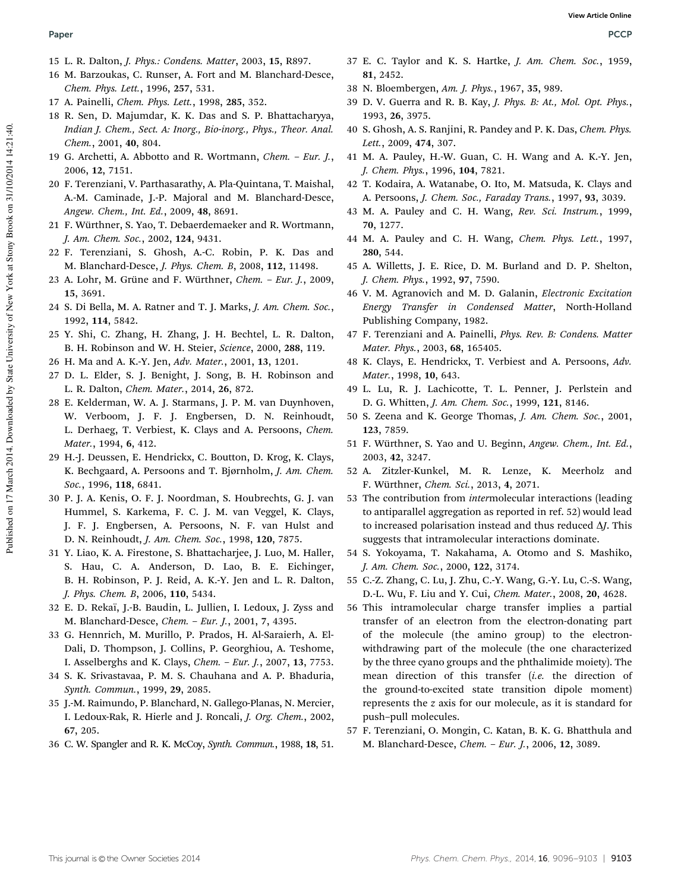15 L. R. Dalton, *J. Phys.: Condens. Matter*, 2003, **15**, R897.

16 M. Barzoukas, C. Runser, A. Fort and M. Blanchard-Desce, *Chem. Phys. Lett.*, 1996, **257**, 531.

17 A. Painelli, *Chem. Phys. Lett.*, 1998, **285**, 352.

18 R. Sen, D. Majumdar, K. K. Das and S. P. Bhattacharyya, *Indian J. Chem., Sect. A: Inorg., Bio-inorg., Phys., Theor. Anal. Chem.*, 2001, **40**, 804.

19 G. Archetti, A. Abbotto and R. Wortmann, *Chem. – Eur. J.*, 2006, **12**, 7151.

20 F. Terenziani, V. Parthasarathy, A. Pla-Quintana, T. Maishal, A.-M. Caminade, J.-P. Majoral and M. Blanchard-Desce, *Angew. Chem., Int. Ed.*, 2009, **48**, 8691.

21 F. Würthner, S. Yao, T. Debaerdemaeker and R. Wortmann, *J. Am. Chem. Soc.*, 2002, **124**, 9431.

22 F. Terenziani, S. Ghosh, A.-C. Robin, P. K. Das and M. Blanchard-Desce, *J. Phys. Chem. B*, 2008, **112**, 11498.

23 A. Lohr, M. Grüne and F. Würthner, *Chem. – Eur. J.*, 2009, **15**, 3691.

24 S. Di Bella, M. A. Ratner and T. J. Marks, *J. Am. Chem. Soc.*, 1992, **114**, 5842.

25 Y. Shi, C. Zhang, H. Zhang, J. H. Bechtel, L. R. Dalton, B. H. Robinson and W. H. Steier, *Science*, 2000, **288**, 119.

26 H. Ma and A. K.-Y. Jen, *Adv. Mater.*, 2001, **13**, 1201.

27 D. L. Elder, S. J. Benight, J. Song, B. H. Robinson and L. R. Dalton, *Chem. Mater.*, 2014, **26**, 872.

28 E. Kelderman, W. A. J. Starmans, J. P. M. van Duynhoven, W. Verboom, J. F. J. Engbersen, D. N. Reinhoudt, L. Derhaeg, T. Verbiest, K. Clays and A. Persoons, *Chem. Mater.*, 1994, **6**, 412.

29 H.-J. Deussen, E. Hendrickx, C. Boutton, D. Krog, K. Clays, K. Bechgaard, A. Persoons and T. Bjørnholm, *J. Am. Chem. Soc.*, 1996, **118**, 6841.

30 P. J. A. Kenis, O. F. J. Noordman, S. Houbrechts, G. J. van Hummel, S. Karkema, F. C. J. M. van Veggel, K. Clays, J. F. J. Engbersen, A. Persoons, N. F. van Hulst and D. N. Reinhoudt, *J. Am. Chem. Soc.*, 1998, **120**, 7875.

31 Y. Liao, K. A. Firestone, S. Bhattacharjee, J. Luo, M. Haller, S. Hau, C. A. Anderson, D. Lao, B. E. Eichinger, B. H. Robinson, P. J. Reid, A. K.-Y. Jen and L. R. Dalton, *J. Phys. Chem. B*, 2006, **110**, 5434.

32 E. D. Rekaï, J.-B. Baudin, L. Jullien, I. Ledoux, J. Zyss and M. Blanchard-Desce, *Chem. – Eur. J.*, 2001, **7**, 4395.

33 G. Hennrich, M. Murillo, P. Prados, H. Al-Saraierh, A. El-Dali, D. Thompson, J. Collins, P. Georghiou, A. Teshome, I. Asselberghs and K. Clays, *Chem. – Eur. J.*, 2007, **13**, 7753.

34 S. K. Srivastavaa, P. M. S. Chauhana and A. P. Bhaduria, *Synth. Commun.*, 1999, **29**, 2085.

35 J.-M. Raimundo, P. Blanchard, N. Gallego-Planas, N. Mercier, I. Ledoux-Rak, R. Hierle and J. Roncali, *J. Org. Chem.*, 2002, **67**, 205.

36 C. W. Spangler and R. K. McCoy, *Synth. Commun.*, 1988, **18**, 51.

37 E. C. Taylor and K. S. Hartke, *J. Am. Chem. Soc.*, 1959, **81**, 2452.

38 N. Bloembergen, *Am. J. Phys.*, 1967, **35**, 989.

39 D. V. Guerra and R. B. Kay, *J. Phys. B: At., Mol. Opt. Phys.*, 1993, **26**, 3975.

40 S. Ghosh, A. S. Ranjini, R. Pandey and P. K. Das, *Chem. Phys. Lett.*, 2009, **474**, 307.

41 M. A. Pauley, H.-W. Guan, C. H. Wang and A. K.-Y. Jen, *J. Chem. Phys.*, 1996, **104**, 7821.

42 T. Kodaira, A. Watanabe, O. Ito, M. Matsuda, K. Clays and A. Persoons, *J. Chem. Soc., Faraday Trans.*, 1997, **93**, 3039.

43 M. A. Pauley and C. H. Wang, *Rev. Sci. Instrum.*, 1999, **70**, 1277.

44 M. A. Pauley and C. H. Wang, *Chem. Phys. Lett.*, 1997, **280**, 544.

45 A. Willetts, J. E. Rice, D. M. Burland and D. P. Shelton, *J. Chem. Phys.*, 1992, **97**, 7590.

46 V. M. Agranovich and M. D. Galanin, *Electronic Excitation Energy Transfer in Condensed Matter*, North-Holland Publishing Company, 1982.

47 F. Terenziani and A. Painelli, *Phys. Rev. B: Condens. Matter Mater. Phys.*, 2003, **68**, 165405.

48 K. Clays, E. Hendrickx, T. Verbiest and A. Persoons, *Adv. Mater.*, 1998, **10**, 643.

49 L. Lu, R. J. Lachicotte, T. L. Penner, J. Perlstein and D. G. Whitten, *J. Am. Chem. Soc.*, 1999, **121**, 8146.

50 S. Zeena and K. George Thomas, *J. Am. Chem. Soc.*, 2001, **123**, 7859.

51 F. Würthner, S. Yao and U. Beginn, *Angew. Chem., Int. Ed.*, 2003, **42**, 3247.

52 A. Zitzler-Kunkel, M. R. Lenze, K. Meerholz and F. Würthner, *Chem. Sci.*, 2013, **4**, 2071.

53 The contribution from *inter*molecular interactions (leading to antiparallel aggregation as reported in ref. 52) would lead to increased polarisation instead and thus reduced $\Delta J$. This suggests that intramolecular interactions dominate.

54 S. Yokoyama, T. Nakahama, A. Otomo and S. Mashiko, *J. Am. Chem. Soc.*, 2000, **122**, 3174.

55 C.-Z. Zhang, C. Lu, J. Zhu, C.-Y. Wang, G.-Y. Lu, C.-S. Wang, D.-L. Wu, F. Liu and Y. Cui, *Chem. Mater.*, 2008, **20**, 4628.

56 This intramolecular charge transfer implies a partial transfer of an electron from the electron-donating part of the molecule (the amino group) to the electron-withdrawing part of the molecule (the one characterized by the three cyano groups and the phthalimide moiety). The mean direction of this transfer (*i.e.* the direction of the ground-to-excited state transition dipole moment) represents the *z* axis for our molecule, as it is standard for push–pull molecules.

57 F. Terenziani, O. Mongin, C. Katan, B. K. G. Bhatthula and M. Blanchard-Desce, *Chem. – Eur. J.*, 2006, **12**, 3089.